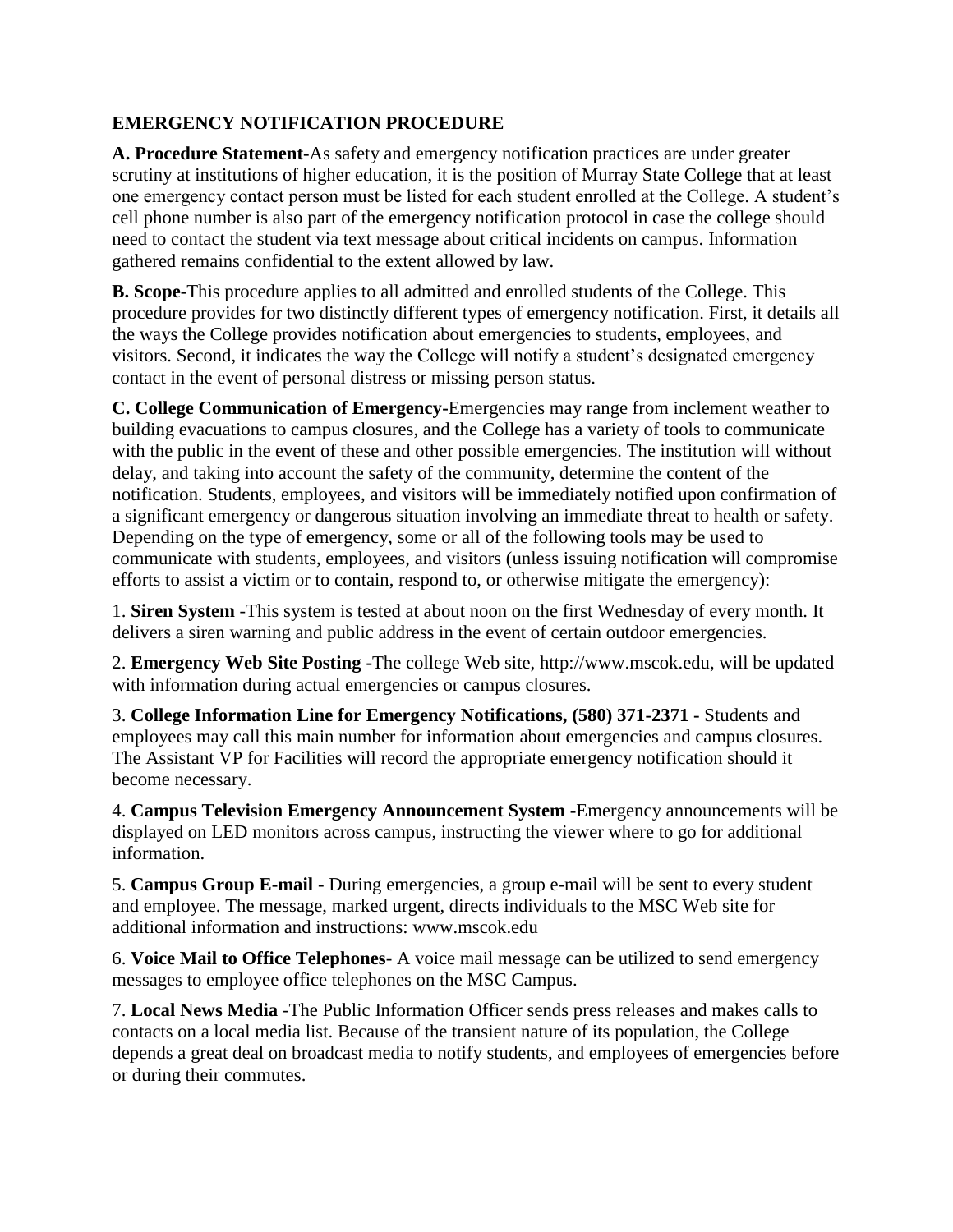## EMERGENCY NOTIFICATION PROCEDURE

**A. Procedure Statement**-As safety and emergency notification practices are under greater scrutiny at institutions of higher education, it is the position of Murray State College that at least one emergency contact person must be listed for each student enrolled at the College. A student's cell phone number is also part of the emergency notification protocol in case the college should need to contact the student via text message about critical incidents on campus. Information gathered remains confidential to the extent allowed by law.

**B. Scope**-This procedure applies to all admitted and enrolled students of the College. This procedure provides for two distinctly different types of emergency notification. First, it details all the ways the College provides notification about emergencies to students, employees, and visitors. Second, it indicates the way the College will notify a student's designated emergency contact in the event of personal distress or missing person status.

**C. College Communication of Emergency**-Emergencies may range from inclement weather to building evacuations to campus closures, and the College has a variety of tools to communicate with the public in the event of these and other possible emergencies. The institution will without delay, and taking into account the safety of the community, determine the content of the notification. Students, employees, and visitors will be immediately notified upon confirmation of a significant emergency or dangerous situation involving an immediate threat to health or safety. Depending on the type of emergency, some or all of the following tools may be used to communicate with students, employees, and visitors (unless issuing notification will compromise efforts to assist a victim or to contain, respond to, or otherwise mitigate the emergency):

1. **Siren System** -This system is tested at about noon on the first Wednesday of every month. It delivers a siren warning and public address in the event of certain outdoor emergencies.

2. **Emergency Web Site Posting** -The college Web site, http://www.mscok.edu, will be updated with information during actual emergencies or campus closures.

3. **College Information Line for Emergency Notifications, (580) 371-2371 -** Students and employees may call this main number for information about emergencies and campus closures. The Assistant VP for Facilities will record the appropriate emergency notification should it become necessary.

4. **Campus Television Emergency Announcement System** -Emergency announcements will be displayed on LED monitors across campus, instructing the viewer where to go for additional information.

5. **Campus Group E-mail** - During emergencies, a group e-mail will be sent to every student and employee. The message, marked urgent, directs individuals to the MSC Web site for additional information and instructions: www.mscok.edu

6. **Voice Mail to Office Telephones**- A voice mail message can be utilized to send emergency messages to employee office telephones on the MSC Campus.

7. **Local News Media** -The Public Information Officer sends press releases and makes calls to contacts on a local media list. Because of the transient nature of its population, the College depends a great deal on broadcast media to notify students, and employees of emergencies before or during their commutes.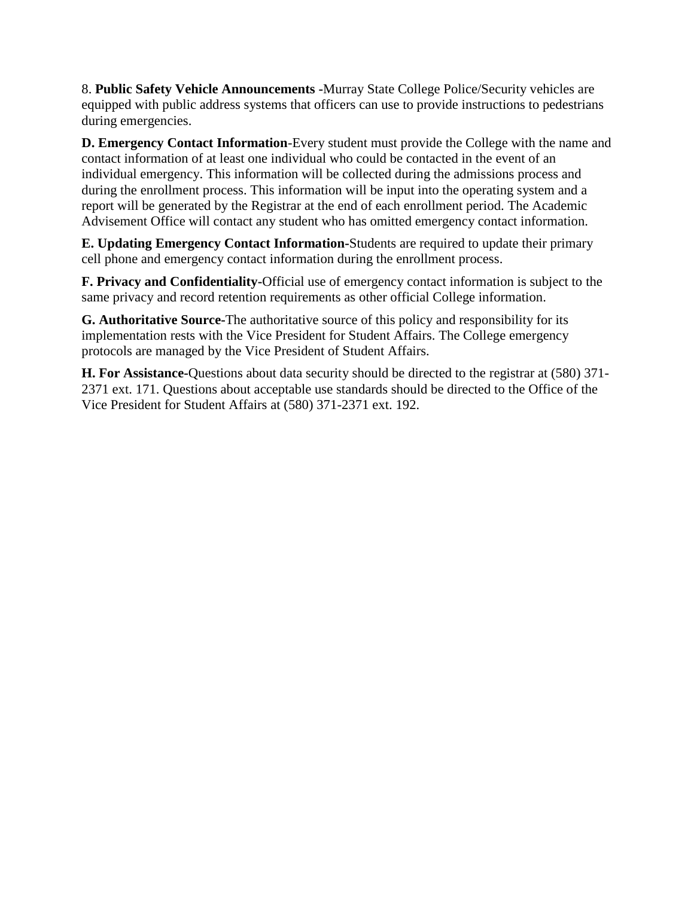8. **Public Safety Vehicle Announcements** -Murray State College Police/Security vehicles are equipped with public address systems that officers can use to provide instructions to pedestrians during emergencies.

**D. Emergency Contact Information**-Every student must provide the College with the name and contact information of at least one individual who could be contacted in the event of an individual emergency. This information will be collected during the admissions process and during the enrollment process. This information will be input into the operating system and a report will be generated by the Registrar at the end of each enrollment period. The Academic Advisement Office will contact any student who has omitted emergency contact information.

**E. Updating Emergency Contact Information-**Students are required to update their primary cell phone and emergency contact information during the enrollment process.

**F. Privacy and Confidentiality-**Official use of emergency contact information is subject to the same privacy and record retention requirements as other official College information.

**G. Authoritative Source-**The authoritative source of this policy and responsibility for its implementation rests with the Vice President for Student Affairs. The College emergency protocols are managed by the Vice President of Student Affairs.

**H. For Assistance-**Questions about data security should be directed to the registrar at (580) 371-2371 ext. 171. Questions about acceptable use standards should be directed to the Office of the Vice President for Student Affairs at (580) 371-2371 ext. 192.